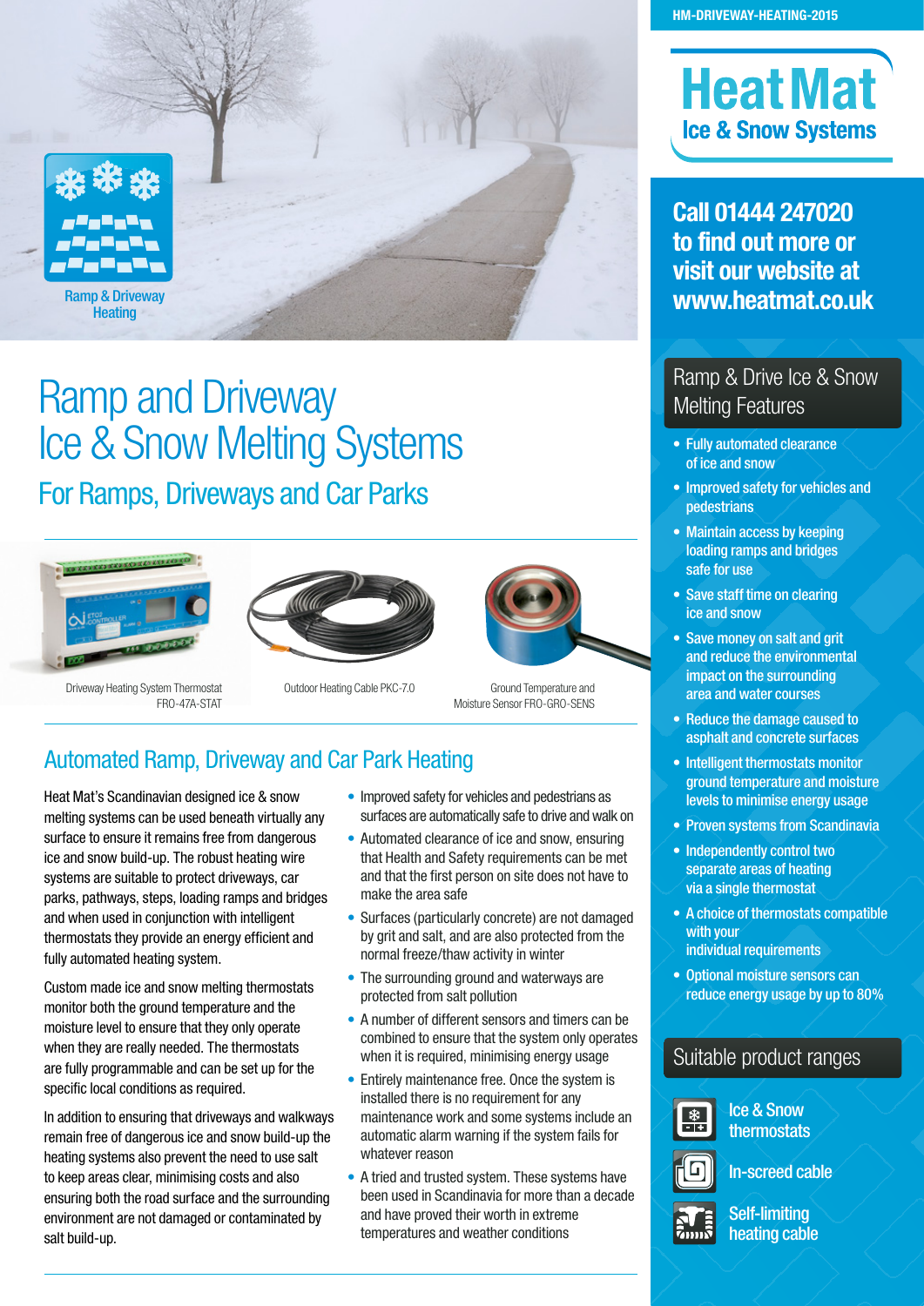HM-DRIVEWAY-HEATING-2015

Ramp & Driveway Heating

# Ramp and Driveway Ice & Snow Melting Systems

## For Ramps, Driveways and Car Parks

Driveway Heating System Thermostat FRO-47A-STAT

Outdoor Heating Cable PKC-7.0

Ground Temperature and Moisture Sensor FRO-GRO-SENS

## Automated Ramp, Driveway and Car Park Heating

Heat Mat's Scandinavian designed ice & snow melting systems can be used beneath virtually any surface to ensure it remains free from dangerous ice and snow build-up. The robust heating wire systems are suitable to protect driveways, car parks, pathways, steps, loading ramps and bridges and when used in conjunction with intelligent thermostats they provide an energy efficient and fully automated heating system.

Custom made ice and snow melting thermostats monitor both the ground temperature and the moisture level to ensure that they only operate when they are really needed. The thermostats are fully programmable and can be set up for the specific local conditions as required.

In addition to ensuring that driveways and walkways remain free of dangerous ice and snow build-up the heating systems also prevent the need to use salt to keep areas clear, minimising costs and also ensuring both the road surface and the surrounding environment are not damaged or contaminated by salt build-up.

- Improved safety for vehicles and pedestrians as surfaces are automatically safe to drive and walk on
- Automated clearance of ice and snow, ensuring that Health and Safety requirements can be met and that the first person on site does not have to make the area safe
- Surfaces (particularly concrete) are not damaged by grit and salt, and are also protected from the normal freeze/thaw activity in winter
- The surrounding ground and waterways are protected from salt pollution
- A number of different sensors and timers can be combined to ensure that the system only operates when it is required, minimising energy usage
- Entirely maintenance free. Once the system is installed there is no requirement for any maintenance work and some systems include an automatic alarm warning if the system fails for whatever reason
- A tried and trusted system. These systems have been used in Scandinavia for more than a decade and have proved their worth in extreme temperatures and weather conditions

# Heat Mat
### Ice & Snow Systems

**Call 01444 247020 to find out more or visit our website at www.heatmat.co.uk**

## Ramp & Drive Ice & Snow Melting Features

- Fully automated clearance of ice and snow
- Improved safety for vehicles and pedestrians
- Maintain access by keeping loading ramps and bridges safe for use
- Save staff time on clearing ice and snow
- Save money on salt and grit and reduce the environmental impact on the surrounding area and water courses
- Reduce the damage caused to asphalt and concrete surfaces
- Intelligent thermostats monitor ground temperature and moisture levels to minimise energy usage
- Proven systems from Scandinavia
- Independently control two separate areas of heating via a single thermostat
- A choice of thermostats compatible with your individual requirements
- Optional moisture sensors can reduce energy usage by up to 80%

## Suitable product ranges

- Ice & Snow thermostats
- In-screed cable
- Self-limiting heating cable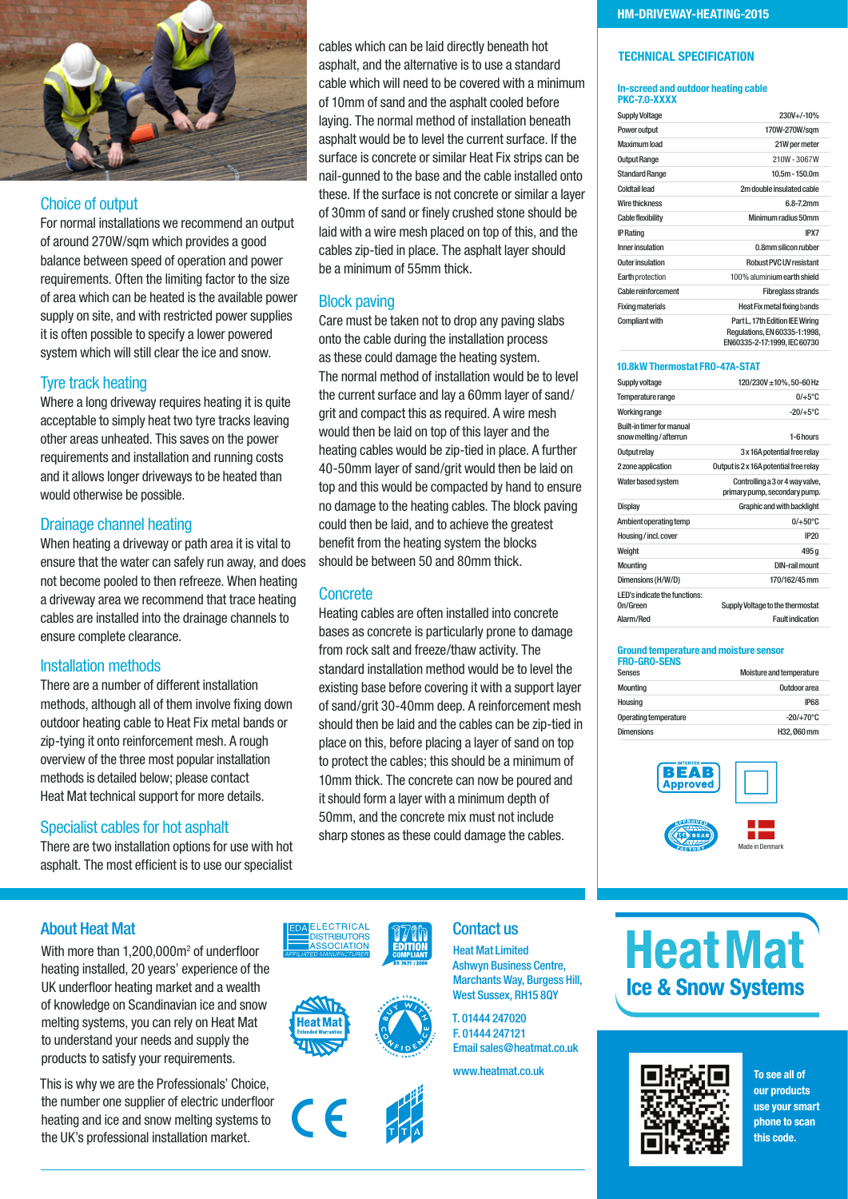## Choice of output

For normal installations we recommend an output of around 270W/sqm which provides a good balance between speed of operation and power requirements. Often the limiting factor to the size of area which can be heated is the available power supply on site, and with restricted power supplies it is often possible to specify a lower powered system which will still clear the ice and snow.

## Tyre track heating

Where a long driveway requires heating it is quite acceptable to simply heat two tyre tracks leaving other areas unheated. This saves on the power requirements and installation and running costs and it allows longer driveways to be heated than would otherwise be possible.

## Drainage channel heating

When heating a driveway or path area it is vital to ensure that the water can safely run away, and does not become pooled to then refreeze. When heating a driveway area we recommend that trace heating cables are installed into the drainage channels to ensure complete clearance.

## Installation methods

There are a number of different installation methods, although all of them involve fixing down outdoor heating cable to Heat Fix metal bands or zip-tying it onto reinforcement mesh. A rough overview of the three most popular installation methods is detailed below; please contact Heat Mat technical support for more details.

## Specialist cables for hot asphalt

There are two installation options for use with hot asphalt. The most efficient is to use our specialist cables which can be laid directly beneath hot asphalt, and the alternative is to use a standard cable which will need to be covered with a minimum of 10mm of sand and the asphalt cooled before laying. The normal method of installation beneath asphalt would be to level the current surface. If the surface is concrete or similar Heat Fix strips can be nail-gunned to the base and the cable installed onto these. If the surface is not concrete or similar a layer of 30mm of sand or finely crushed stone should be laid with a wire mesh placed on top of this, and the cables zip-tied in place. The asphalt layer should be a minimum of 55mm thick.

## Block paving

Care must be taken not to drop any paving slabs onto the cable during the installation process as these could damage the heating system. The normal method of installation would be to level the current surface and lay a 60mm layer of sand/grit and compact this as required. A wire mesh would then be laid on top of this layer and the heating cables would be zip-tied in place. A further 40-50mm layer of sand/grit would then be laid on top and this would be compacted by hand to ensure no damage to the heating cables. The block paving could then be laid, and to achieve the greatest benefit from the heating system the blocks should be between 50 and 80mm thick.

## Concrete

Heating cables are often installed into concrete bases as concrete is particularly prone to damage from rock salt and freeze/thaw activity. The standard installation method would be to level the existing base before covering it with a support layer of sand/grit 30-40mm deep. A reinforcement mesh should then be laid and the cables can be zip-tied in place on this, before placing a layer of sand on top to protect the cables; this should be a minimum of 10mm thick. The concrete can now be poured and it should form a layer with a minimum depth of 50mm, and the concrete mix must not include sharp stones as these could damage the cables.

HM-DRIVEWAY-HEATING-2015

## TECHNICAL SPECIFICATION

### In-screed and outdoor heating cable PKC-7.0-XXXX

| | |
|---|---|
| Supply Voltage | 230V+/-10% |
| Power output | 170W-270W/sqm |
| Maximum load | 21W per meter |
| Output Range | 210W - 3067W |
| Standard Range | 10.5m - 150.0m |
| Coldtail lead | 2m double insulated cable |
| Wire thickness | 6.8-7.2mm |
| Cable flexibility | Minimum radius 50mm |
| IP Rating | IPX7 |
| Inner insulation | 0.8mm silicon rubber |
| Outer insulation | Robust PVC UV resistant |
| Earth protection | 100% aluminium earth shield |
| Cable reinforcement | Fibreglass strands |
| Fixing materials | Heat Fix metal fixing bands |
| Compliant with | Part L, 17th Edition IEE Wiring Regulations, EN 60335-1:1998, EN60335-2-17:1999, IEC 60730 |

### 10.8kW Thermostat FRO-47A-STAT

| | |
|---|---|
| Supply voltage | 120/230V ±10%, 50-60 Hz |
| Temperature range | 0/+5°C |
| Working range | -20/+5°C |
| Built-in timer for manual snow melting / afterrun | 1-6 hours |
| Output relay | 3 x 16A potential free relay |
| 2 zone application | Output is 2 x 16A potential free relay |
| Water based system | Controlling a 3 or 4 way valve, primary pump, secondary pump. |
| Display | Graphic and with backlight |
| Ambient operating temp | 0/+50°C |
| Housing / incl. cover | IP20 |
| Weight | 495 g |
| Mounting | DIN-rail mount |
| Dimensions (H/W/D) | 170/162/45 mm |
| LED's indicate the functions: On/Green | Supply Voltage to the thermostat |
| Alarm/Red | Fault indication |

### Ground temperature and moisture sensor FRO-GRO-SENS

| | |
|---|---|
| Senses | Moisture and temperature |
| Mounting | Outdoor area |
| Housing | IP68 |
| Operating temperature | -20/+70°C |
| Dimensions | H32, Ø60 mm |

BEAB Approved

Made in Denmark

## About Heat Mat

With more than 1,200,000m² of underfloor heating installed, 20 years' experience of the UK underfloor heating market and a wealth of knowledge on Scandinavian ice and snow melting systems, you can rely on Heat Mat to understand your needs and supply the products to satisfy your requirements.

This is why we are the Professionals' Choice, the number one supplier of electric underfloor heating and ice and snow melting systems to the UK's professional installation market.

EDA Electrical Distributors Association Affiliated Manufacturer

17th Edition Compliant BS 7671 : 2008

Heat Mat Extended Warranties

Buy with Confidence

CE

TTA

## Contact us

Heat Mat Limited
Ashwyn Business Centre,
Marchants Way, Burgess Hill,
West Sussex, RH15 8QY

T. 01444 247020
F. 01444 247121
Email sales@heatmat.co.uk

www.heatmat.co.uk

# Heat Mat
## Ice & Snow Systems

To see all of our products use your smart phone to scan this code.